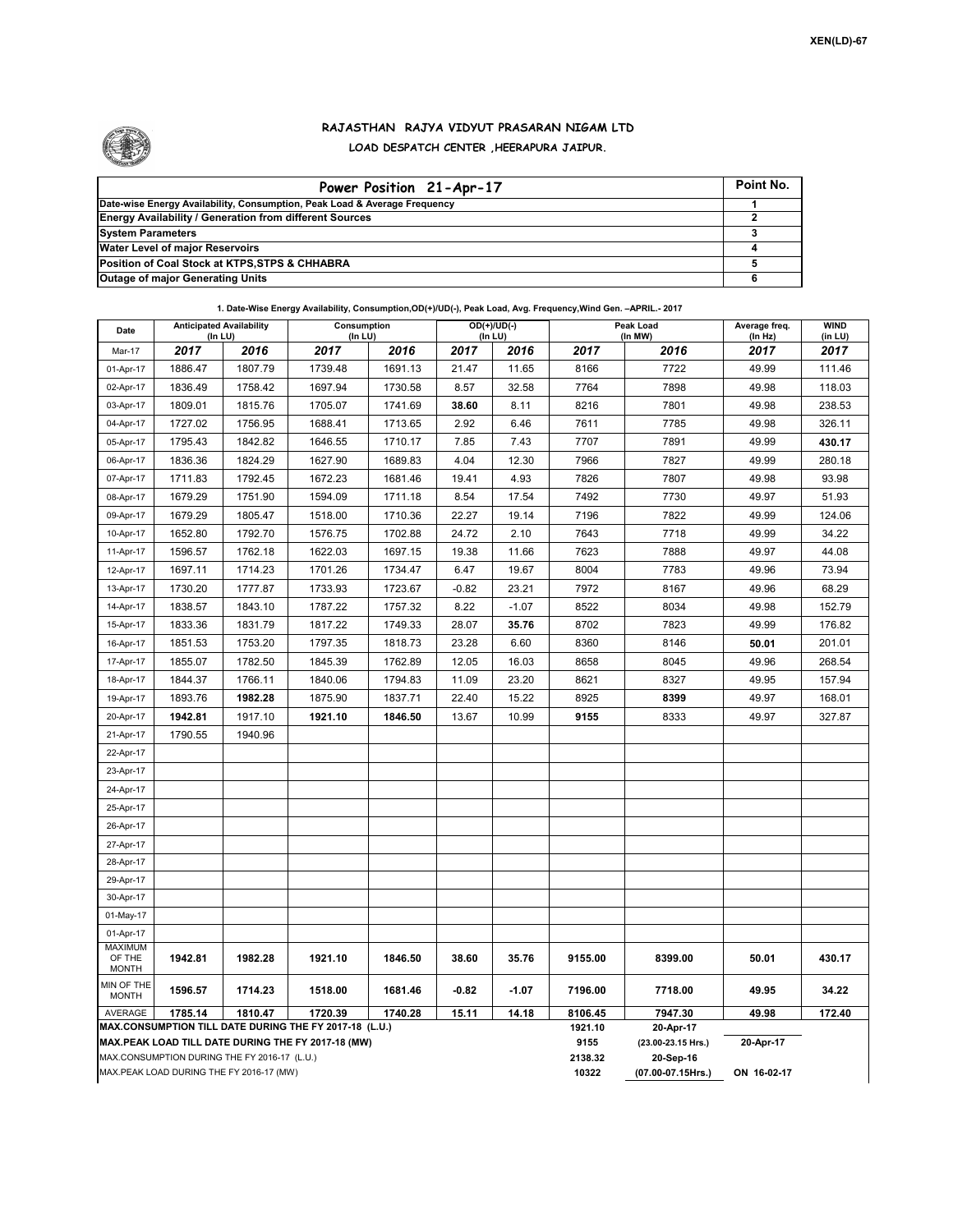XEN(LD)-67

## RAJASTHAN RAJYA VIDYUT PRASARAN NIGAM LTD
### LOAD DESPATCH CENTER ,HEERAPURA JAIPUR.

| Power Position 21-Apr-17 | Point No. |
|---|---|
| Date-wise Energy Availability, Consumption, Peak Load & Average Frequency | 1 |
| Energy Availability / Generation from different Sources | 2 |
| System Parameters | 3 |
| Water Level of major Reservoirs | 4 |
| Position of Coal Stock at KTPS,STPS & CHHABRA | 5 |
| Outage of major Generating Units | 6 |

**1. Date-Wise Energy Availability, Consumption,OD(+)/UD(-), Peak Load, Avg. Frequency,Wind Gen. –APRIL.- 2017**

| Date | Anticipated Availability (In LU) | | Consumption (In LU) | | OD(+)/UD(-) (In LU) | | Peak Load (In MW) | | Average freq. (In Hz) | WIND (in LU) |
|---|---|---|---|---|---|---|---|---|---|---|
| Mar-17 | 2017 | 2016 | 2017 | 2016 | 2017 | 2016 | 2017 | 2016 | 2017 | 2017 |
| 01-Apr-17 | 1886.47 | 1807.79 | 1739.48 | 1691.13 | 21.47 | 11.65 | 8166 | 7722 | 49.99 | 111.46 |
| 02-Apr-17 | 1836.49 | 1758.42 | 1697.94 | 1730.58 | 8.57 | 32.58 | 7764 | 7898 | 49.98 | 118.03 |
| 03-Apr-17 | 1809.01 | 1815.76 | 1705.07 | 1741.69 | **38.60** | 8.11 | 8216 | 7801 | 49.98 | 238.53 |
| 04-Apr-17 | 1727.02 | 1756.95 | 1688.41 | 1713.65 | 2.92 | 6.46 | 7611 | 7785 | 49.98 | 326.11 |
| 05-Apr-17 | 1795.43 | 1842.82 | 1646.55 | 1710.17 | 7.85 | 7.43 | 7707 | 7891 | 49.99 | **430.17** |
| 06-Apr-17 | 1836.36 | 1824.29 | 1627.90 | 1689.83 | 4.04 | 12.30 | 7966 | 7827 | 49.99 | 280.18 |
| 07-Apr-17 | 1711.83 | 1792.45 | 1672.23 | 1681.46 | 19.41 | 4.93 | 7826 | 7807 | 49.98 | 93.98 |
| 08-Apr-17 | 1679.29 | 1751.90 | 1594.09 | 1711.18 | 8.54 | 17.54 | 7492 | 7730 | 49.97 | 51.93 |
| 09-Apr-17 | 1679.29 | 1805.47 | 1518.00 | 1710.36 | 22.27 | 19.14 | 7196 | 7822 | 49.99 | 124.06 |
| 10-Apr-17 | 1652.80 | 1792.70 | 1576.75 | 1702.88 | 24.72 | 2.10 | 7643 | 7718 | 49.99 | 34.22 |
| 11-Apr-17 | 1596.57 | 1762.18 | 1622.03 | 1697.15 | 19.38 | 11.66 | 7623 | 7888 | 49.97 | 44.08 |
| 12-Apr-17 | 1697.11 | 1714.23 | 1701.26 | 1734.47 | 6.47 | 19.67 | 8004 | 7783 | 49.96 | 73.94 |
| 13-Apr-17 | 1730.20 | 1777.87 | 1733.93 | 1723.67 | -0.82 | 23.21 | 7972 | 8167 | 49.96 | 68.29 |
| 14-Apr-17 | 1838.57 | 1843.10 | 1787.22 | 1757.32 | 8.22 | -1.07 | 8522 | 8034 | 49.98 | 152.79 |
| 15-Apr-17 | 1833.36 | 1831.79 | 1817.22 | 1749.33 | 28.07 | **35.76** | 8702 | 7823 | 49.99 | 176.82 |
| 16-Apr-17 | 1851.53 | 1753.20 | 1797.35 | 1818.73 | 23.28 | 6.60 | 8360 | 8146 | **50.01** | 201.01 |
| 17-Apr-17 | 1855.07 | 1782.50 | 1845.39 | 1762.89 | 12.05 | 16.03 | 8658 | 8045 | 49.96 | 268.54 |
| 18-Apr-17 | 1844.37 | 1766.11 | 1840.06 | 1794.83 | 11.09 | 23.20 | 8621 | 8327 | 49.95 | 157.94 |
| 19-Apr-17 | 1893.76 | **1982.28** | 1875.90 | 1837.71 | 22.40 | 15.22 | 8925 | **8399** | 49.97 | 168.01 |
| 20-Apr-17 | **1942.81** | 1917.10 | **1921.10** | **1846.50** | 13.67 | 10.99 | **9155** | 8333 | 49.97 | 327.87 |
| 21-Apr-17 | 1790.55 | 1940.96 | | | | | | | | |
| 22-Apr-17 | | | | | | | | | | |
| 23-Apr-17 | | | | | | | | | | |
| 24-Apr-17 | | | | | | | | | | |
| 25-Apr-17 | | | | | | | | | | |
| 26-Apr-17 | | | | | | | | | | |
| 27-Apr-17 | | | | | | | | | | |
| 28-Apr-17 | | | | | | | | | | |
| 29-Apr-17 | | | | | | | | | | |
| 30-Apr-17 | | | | | | | | | | |
| 01-May-17 | | | | | | | | | | |
| 01-Apr-17 | | | | | | | | | | |
| MAXIMUM OF THE MONTH | 1942.81 | 1982.28 | 1921.10 | 1846.50 | 38.60 | 35.76 | 9155.00 | 8399.00 | 50.01 | 430.17 |
| MIN OF THE MONTH | 1596.57 | 1714.23 | 1518.00 | 1681.46 | -0.82 | -1.07 | 7196.00 | 7718.00 | 49.95 | 34.22 |
| AVERAGE | 1785.14 | 1810.47 | 1720.39 | 1740.28 | 15.11 | 14.18 | 8106.45 | 7947.30 | 49.98 | 172.40 |

| | | | |
|---|---|---|---|
| MAX.CONSUMPTION TILL DATE DURING THE FY 2017-18 (L.U.) | 1921.10 | 20-Apr-17 | |
| MAX.PEAK LOAD TILL DATE DURING THE FY 2017-18 (MW) | 9155 | (23.00-23.15 Hrs.) | 20-Apr-17 |
| MAX.CONSUMPTION DURING THE FY 2016-17 (L.U.) | 2138.32 | 20-Sep-16 | |
| MAX.PEAK LOAD DURING THE FY 2016-17 (MW) | 10322 | (07.00-07.15Hrs.) | ON 16-02-17 |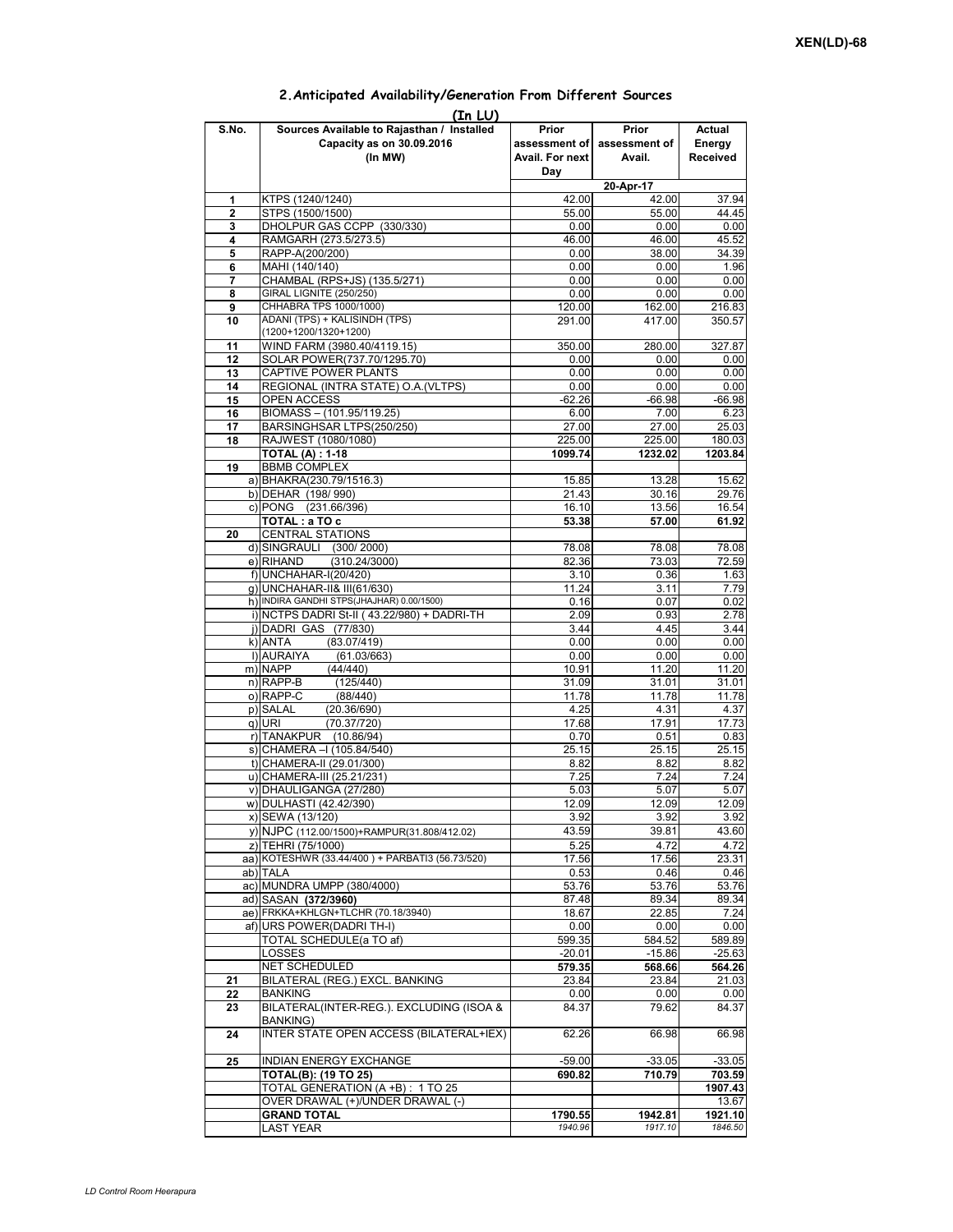XEN(LD)-68

## 2.Anticipated Availability/Generation From Different Sources

(In LU)

| S.No. | Sources Available to Rajasthan / Installed Capacity as on 30.09.2016 (In MW) | Prior assessment of Avail. For next Day | Prior assessment of Avail. | Actual Energy Received |
|---|---|---|---|---|
| | | 20-Apr-17 | | |
| 1 | KTPS (1240/1240) | 42.00 | 42.00 | 37.94 |
| 2 | STPS (1500/1500) | 55.00 | 55.00 | 44.45 |
| 3 | DHOLPUR GAS CCPP (330/330) | 0.00 | 0.00 | 0.00 |
| 4 | RAMGARH (273.5/273.5) | 46.00 | 46.00 | 45.52 |
| 5 | RAPP-A(200/200) | 0.00 | 38.00 | 34.39 |
| 6 | MAHI (140/140) | 0.00 | 0.00 | 1.96 |
| 7 | CHAMBAL (RPS+JS) (135.5/271) | 0.00 | 0.00 | 0.00 |
| 8 | GIRAL LIGNITE (250/250) | 0.00 | 0.00 | 0.00 |
| 9 | CHHABRA TPS 1000/1000) | 120.00 | 162.00 | 216.83 |
| 10 | ADANI (TPS) + KALISINDH (TPS) (1200+1200/1320+1200) | 291.00 | 417.00 | 350.57 |
| 11 | WIND FARM (3980.40/4119.15) | 350.00 | 280.00 | 327.87 |
| 12 | SOLAR POWER(737.70/1295.70) | 0.00 | 0.00 | 0.00 |
| 13 | CAPTIVE POWER PLANTS | 0.00 | 0.00 | 0.00 |
| 14 | REGIONAL (INTRA STATE) O.A.(VLTPS) | 0.00 | 0.00 | 0.00 |
| 15 | OPEN ACCESS | -62.26 | -66.98 | -66.98 |
| 16 | BIOMASS – (101.95/119.25) | 6.00 | 7.00 | 6.23 |
| 17 | BARSINGHSAR LTPS(250/250) | 27.00 | 27.00 | 25.03 |
| 18 | RAJWEST (1080/1080) | 225.00 | 225.00 | 180.03 |
| | **TOTAL (A) : 1-18** | **1099.74** | **1232.02** | **1203.84** |
| 19 | BBMB COMPLEX | | | |
| | a) BHAKRA(230.79/1516.3) | 15.85 | 13.28 | 15.62 |
| | b) DEHAR (198/ 990) | 21.43 | 30.16 | 29.76 |
| | c) PONG (231.66/396) | 16.10 | 13.56 | 16.54 |
| | **TOTAL : a TO c** | **53.38** | **57.00** | **61.92** |
| 20 | CENTRAL STATIONS | | | |
| | d) SINGRAULI (300/ 2000) | 78.08 | 78.08 | 78.08 |
| | e) RIHAND (310.24/3000) | 82.36 | 73.03 | 72.59 |
| | f) UNCHAHAR-I(20/420) | 3.10 | 0.36 | 1.63 |
| | g) UNCHAHAR-II& III(61/630) | 11.24 | 3.11 | 7.79 |
| | h) INDIRA GANDHI STPS(JHAJHAR) 0.00/1500) | 0.16 | 0.07 | 0.02 |
| | i) NCTPS DADRI St-II ( 43.22/980) + DADRI-TH | 2.09 | 0.93 | 2.78 |
| | j) DADRI GAS (77/830) | 3.44 | 4.45 | 3.44 |
| | k) ANTA (83.07/419) | 0.00 | 0.00 | 0.00 |
| | l) AURAIYA (61.03/663) | 0.00 | 0.00 | 0.00 |
| | m) NAPP (44/440) | 10.91 | 11.20 | 11.20 |
| | n) RAPP-B (125/440) | 31.09 | 31.01 | 31.01 |
| | o) RAPP-C (88/440) | 11.78 | 11.78 | 11.78 |
| | p) SALAL (20.36/690) | 4.25 | 4.31 | 4.37 |
| | q) URI (70.37/720) | 17.68 | 17.91 | 17.73 |
| | r) TANAKPUR (10.86/94) | 0.70 | 0.51 | 0.83 |
| | s) CHAMERA –I (105.84/540) | 25.15 | 25.15 | 25.15 |
| | t) CHAMERA-II (29.01/300) | 8.82 | 8.82 | 8.82 |
| | u) CHAMERA-III (25.21/231) | 7.25 | 7.24 | 7.24 |
| | v) DHAULIGANGA (27/280) | 5.03 | 5.07 | 5.07 |
| | w) DULHASTI (42.42/390) | 12.09 | 12.09 | 12.09 |
| | x) SEWA (13/120) | 3.92 | 3.92 | 3.92 |
| | y) NJPC (112.00/1500)+RAMPUR(31.808/412.02) | 43.59 | 39.81 | 43.60 |
| | z) TEHRI (75/1000) | 5.25 | 4.72 | 4.72 |
| | aa) KOTESHWR (33.44/400 ) + PARBATI3 (56.73/520) | 17.56 | 17.56 | 23.31 |
| | ab) TALA | 0.53 | 0.46 | 0.46 |
| | ac) MUNDRA UMPP (380/4000) | 53.76 | 53.76 | 53.76 |
| | ad) SASAN **(372/3960)** | 87.48 | 89.34 | 89.34 |
| | ae) FRKKA+KHLGN+TLCHR (70.18/3940) | 18.67 | 22.85 | 7.24 |
| | af) URS POWER(DADRI TH-I) | 0.00 | 0.00 | 0.00 |
| | TOTAL SCHEDULE(a TO af) | 599.35 | 584.52 | 589.89 |
| | LOSSES | -20.01 | -15.86 | -25.63 |
| | NET SCHEDULED | **579.35** | **568.66** | **564.26** |
| 21 | BILATERAL (REG.) EXCL. BANKING | 23.84 | 23.84 | 21.03 |
| 22 | BANKING | 0.00 | 0.00 | 0.00 |
| 23 | BILATERAL(INTER-REG.). EXCLUDING (ISOA & BANKING) | 84.37 | 79.62 | 84.37 |
| 24 | INTER STATE OPEN ACCESS (BILATERAL+IEX) | 62.26 | 66.98 | 66.98 |
| 25 | INDIAN ENERGY EXCHANGE | -59.00 | -33.05 | -33.05 |
| | **TOTAL(B): (19 TO 25)** | **690.82** | **710.79** | **703.59** |
| | TOTAL GENERATION (A +B) : 1 TO 25 | | | **1907.43** |
| | OVER DRAWAL (+)/UNDER DRAWAL (-) | | | 13.67 |
| | **GRAND TOTAL** | **1790.55** | **1942.81** | **1921.10** |
| | LAST YEAR | *1940.96* | *1917.10* | *1846.50* |

*LD Control Room Heerapura*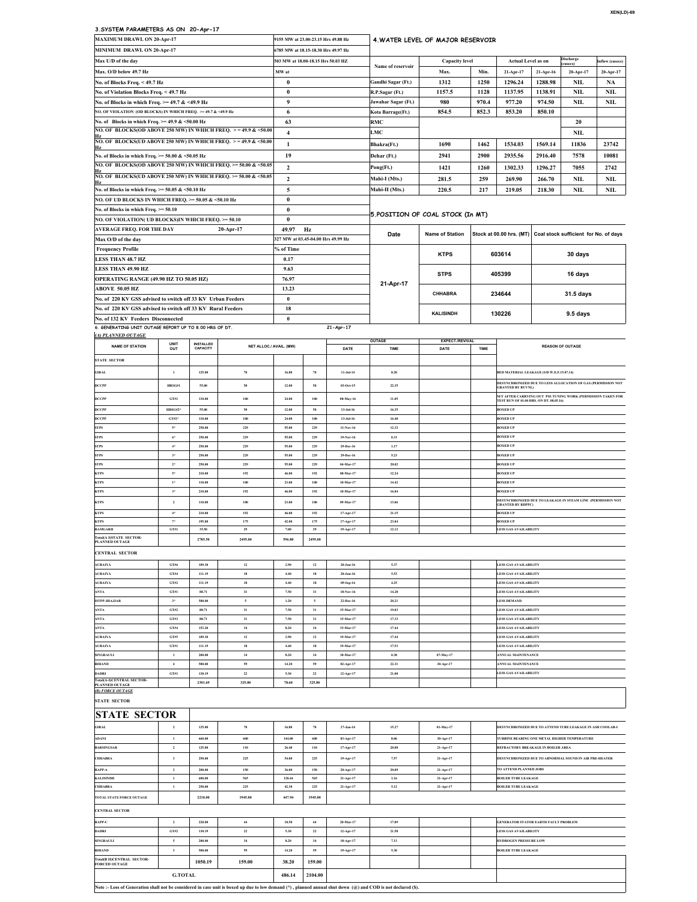## 3.SYSTEM PARAMETERS AS ON 20-Apr-17

| | | |
|---|---|---|
| MAXIMUM DRAWL ON 20-Apr-17 | 9155 MW at 23.00-23.15 Hrs 49.88 Hz | |
| MINIMUM DRAWL ON 20-Apr-17 | 6785 MW at 18.15-18.30 Hrs 49.97 Hz | |
| Max U/D of the day | 503 MW at 18.00-18.15 Hrs 50.03 HZ | |
| Max. O/D below 49.7 Hz | MW at | |
| No. of Blocks Freq. < 49.7 Hz | 0 | |
| No. of Violation Blocks Freq. < 49.7 Hz | 0 | |
| No. of Blocks in which Freq. >= 49.7 & <49.9 Hz | 9 | |
| NO. OF VIOLATION (OD BLOCKS) IN WHICH FREQ. >= 49.7 & <49.9 Hz | 6 | |
| No. of Blocks in which Freq. >= 49.9 & <50.00 Hz | 63 | |
| NO. OF BLOCKS(OD ABOVE 250 MW) IN WHICH FREQ. >= 49.9 & <50.00 Hz | 4 | |
| NO. OF BLOCKS(UD ABOVE 250 MW) IN WHICH FREQ. >= 49.9 & <50.00 Hz | 1 | |
| No. of Blocks in which Freq. >= 50.00 & <50.05 Hz | 19 | |
| NO. OF BLOCKS(OD ABOVE 250 MW) IN WHICH FREQ. >= 50.00 & <50.05 Hz | 2 | |
| NO. OF BLOCKS(UD ABOVE 250 MW) IN WHICH FREQ. >= 50.00 & <50.05 Hz | 2 | |
| No. of Blocks in which Freq. >= 50.05 & <50.10 Hz | 5 | |
| NO. OF UD BLOCKS IN WHICH FREQ. >= 50.05 & <50.10 Hz | 0 | |
| No. of Blocks in which Freq. >= 50.10 | 0 | |
| NO. OF VIOLATION( UD BLOCKS)IN WHICH FREQ. >= 50.10 | 0 | |
| AVERAGE FREQ. FOR THE DAY 20-Apr-17 | 49.97 | Hz |
| Max O/D of the day | 327 MW at 03.45-04.00 Hrs 49.99 Hz | |
| Frequency Profile | % of Time | |
| LESS THAN 48.7 HZ | 0.17 | |
| LESS THAN 49.90 HZ | 9.63 | |
| OPERATING RANGE (49.90 HZ TO 50.05 HZ) | 76.97 | |
| ABOVE 50.05 HZ | 13.23 | |
| No. of 220 KV GSS advised to switch off 33 KV Urban Feeders | 0 | |
| No. of 220 KV GSS advised to switch off 33 KV Rural Feeders | 18 | |
| No. of 132 KV Feeders Disconnected | 0 | |

## 4.WATER LEVEL OF MAJOR RESERVOIR

| Name of reservoir | Capacity level | | Actual Level as on | | Discharge (cusecs) | Inflow (cusecs) |
|---|---|---|---|---|---|---|
| | Max. | Min. | 21-Apr-17 | 21-Apr-16 | 20-Apr-17 | 20-Apr-17 |
| Gandhi Sagar (Ft.) | 1312 | 1250 | 1296.24 | 1288.98 | NIL | NA |
| R.P.Sagar (Ft.) | 1157.5 | 1128 | 1137.95 | 1138.91 | NIL | NIL |
| Jawahar Sagar (Ft.) | 980 | 970.4 | 977.20 | 974.50 | NIL | NIL |
| Kota Barrage(Ft.) | 854.5 | 852.3 | 853.20 | 850.10 | | |
| RMC | | | | | 20 | |
| LMC | | | | | NIL | |
| Bhakra(Ft.) | 1690 | 1462 | 1534.03 | 1569.14 | 11836 | 23742 |
| Dehar (Ft.) | 2941 | 2900 | 2935.56 | 2916.40 | 7578 | 10081 |
| Pong(Ft.) | 1421 | 1260 | 1302.33 | 1296.27 | 7055 | 2742 |
| Mahi-I (Mts.) | 281.5 | 259 | 269.90 | 266.70 | NIL | NIL |
| Mahi-II (Mts.) | 220.5 | 217 | 219.05 | 218.30 | NIL | NIL |

## 5.POSITION OF COAL STOCK (In MT)

| Date | Name of Station | Stock at 00.00 hrs. (MT) | Coal stock sufficient for No. of days |
|---|---|---|---|
| 21-Apr-17 | KTPS | 603614 | 30 days |
| | STPS | 405399 | 16 days |
| | CHHABRA | 234644 | 31.5 days |
| | KALISINDH | 130226 | 9.5 days |

## 6. GENERATING UNIT OUTAGE REPORT UP TO 8.00 HRS OF DT. 21-Apr-17

***(A) PLANNED OUTAGE***

| NAME OF STATION | UNIT OUT | INSTALLED CAPACITY | NET ALLOC./ AVAIL. (MW) | | | OUTAGE DATE | OUTAGE TIME | EXPECT./REVIVAL DATE | EXPECT./REVIVAL TIME | REASON OF OUTAGE |
|---|---|---|---|---|---|---|---|---|---|---|
| **STATE SECTOR** | | | | | | | | | | |
| GIRAL | 1 | 125.00 | 70 | 16.80 | 70 | 11-Jul-14 | 8.20 | | | BED MATERIAL LEAKAGE (S/D W.E.F.15.07.14) |
| DCCPP | HRSG#1 | 55.00 | 50 | 12.00 | 50 | 03-Oct-15 | 22.35 | | | DESYNCHRONIZED DUE TO LESS ALLOCATION OF GAS (PERMISSION NOT GRANTED BY RUVNL) |
| DCCPP | GT#1 | 110.00 | 100 | 24.00 | 100 | 08-May-16 | 11.05 | | | S/T AFTER CARRYING OUT PSS TUNING WORK (PERMISSION TAKEN FOR TEST RUN OF 01.00 HRS. ON DT. 08.05.16) |
| DCCPP | HRSG#2* | 55.00 | 50 | 12.00 | 50 | 13-Jul-16 | 16.35 | | | BOXED UP |
| DCCPP | GT#2* | 110.00 | 100 | 24.00 | 100 | 13-Jul-16 | 16.40 | | | BOXED UP |
| STPS | 5* | 250.00 | 229 | 55.00 | 229 | 11-Nov-16 | 12.32 | | | BOXED UP |
| STPS | 6* | 250.00 | 229 | 55.00 | 229 | 19-Nov-16 | 0.31 | | | BOXED UP |
| STPS | 4* | 250.00 | 229 | 55.00 | 229 | 29-Dec-16 | 1.17 | | | BOXED UP |
| STPS | 3* | 250.00 | 229 | 55.00 | 229 | 29-Dec-16 | 5.23 | | | BOXED UP |
| STPS | 2* | 250.00 | 229 | 55.00 | 229 | 04-Mar-17 | 20.02 | | | BOXED UP |
| KTPS | 5* | 210.00 | 192 | 46.00 | 192 | 08-Mar-17 | 12.24 | | | BOXED UP |
| KTPS | 1* | 110.00 | 100 | 23.00 | 100 | 10-Mar-17 | 14.42 | | | BOXED UP |
| KTPS | 3* | 210.00 | 192 | 46.00 | 192 | 10-Mar-17 | 16.04 | | | BOXED UP |
| KTPS | 2 | 110.00 | 100 | 23.00 | 100 | 09-Mar-17 | 13.06 | | | DESYNCHRONIZED DUE TO LEAKAGE IN STEAM LINE (PERMISSION NOT GRANTED BY RDPPC) |
| KTPS | 4* | 210.00 | 192 | 46.00 | 192 | 17-Apr-17 | 21.15 | | | BOXED UP |
| KTPS | 7* | 195.00 | 175 | 42.00 | 175 | 17-Apr-17 | 23.04 | | | BOXED UP |
| RAMGARH | GT#1 | 35.50 | 29 | 7.00 | 29 | 19-Apr-17 | 12.12 | | | LESS GAS AVAILABILITY |
| Total(A I)STATE SECTOR-PLANNED OUTAGE | | 2785.50 | 2495.00 | 596.80 | 2495.00 | | | | | |
| **CENTRAL SECTOR** | | | | | | | | | | |
| AURAIYA | GT#6 | 109.30 | 12 | 2.90 | 12 | 20-Jun-16 | 5.37 | | | LESS GAS AVAILABILITY |
| AURAIYA | GT#4 | 111.19 | 18 | 4.40 | 18 | 20-Jun-16 | 5.53 | | | LESS GAS AVAILABILITY |
| AURAIYA | GT#2 | 111.19 | 18 | 4.40 | 18 | 09-Sep-16 | 4.25 | | | LESS GAS AVAILABILITY |
| ANTA | GT#1 | 88.71 | 31 | 7.50 | 31 | 18-Nov-16 | 14.28 | | | LESS GAS AVAILABILITY |
| ISTPP-JHAJJAR | 3* | 500.00 | 5 | 1.20 | 5 | 22-Dec-16 | 20.21 | | | LESS DEMAND |
| ANTA | GT#2 | 88.71 | 31 | 7.50 | 31 | 15-Mar-17 | 19.03 | | | LESS GAS AVAILABILITY |
| ANTA | GT#3 | 88.71 | 31 | 7.50 | 31 | 15-Mar-17 | 17.33 | | | LESS GAS AVAILABILITY |
| ANTA | GT#4 | 153.20 | 34 | 8.20 | 34 | 15-Mar-17 | 17.44 | | | LESS GAS AVAILABILITY |
| AURAIYA | GT#5 | 109.30 | 12 | 2.90 | 12 | 19-Mar-17 | 17.44 | | | LESS GAS AVAILABILITY |
| AURAIYA | GT#1 | 111.19 | 18 | 4.40 | 18 | 19-Mar-17 | 17.53 | | | LESS GAS AVAILABILITY |
| SINGRAULI | 1 | 200.00 | 34 | 8.20 | 34 | 30-Mar-17 | 0.38 | 07-May-17 | | ANNUAL MAINTENANCE |
| RIHAND | 4 | 500.00 | 59 | 14.20 | 59 | 02-Apr-17 | 22.31 | 30-Apr-17 | | ANNUAL MAINTENANCE |
| DADRI | GT#1 | 130.19 | 22 | 5.30 | 22 | 12-Apr-17 | 21.00 | | | LESS GAS AVAILABILITY |
| Total(A-II)CENTRAL SECTOR-PLANNED OUTAGE | | 2301.69 | 325.00 | 78.60 | 325.00 | | | | | |

***(B) FORCE OUTAGE***

| NAME OF STATION | UNIT OUT | INSTALLED CAPACITY | NET ALLOC./ AVAIL. (MW) | | | OUTAGE DATE | OUTAGE TIME | EXPECT./REVIVAL DATE | EXPECT./REVIVAL TIME | REASON OF OUTAGE |
|---|---|---|---|---|---|---|---|---|---|---|
| **STATE SECTOR** | | | | | | | | | | |
| GIRAL | 2 | 125.00 | 70 | 16.80 | 70 | 27-Jan-16 | 15.27 | 01-May-17 | | DESYNCHRONIZED DUE TO ATTEND TUBE LEAKAGE IN ASH COOLAR-I |
| ADANI | 1 | 660.00 | 600 | 144.00 | 600 | 03-Apr-17 | 8.06 | 30-Apr-17 | | TURBINE BEARING ONE METAL HIGHER TEMPERATURE |
| BARSINGSAR | 2 | 125.00 | 110 | 26.40 | 110 | 17-Apr-17 | 20.00 | 21-Apr-17 | | REFRACTORY BREAKAGE IN BOILER AREA |
| CHHABRA | 3 | 250.00 | 225 | 54.00 | 225 | 19-Apr-17 | 7.57 | 21-Apr-17 | | DESYNCHRONIZED DUE TO ABNORMAL SOUND IN AIR PRE-HEATER |
| RAPP-A | 2 | 200.00 | 150 | 36.00 | 150 | 20-Apr-17 | 20.09 | 21-Apr-17 | | TO ATTEND PLANNED JOBS |
| KALISINDH | 1 | 600.00 | 565 | 128.44 | 565 | 21-Apr-17 | 1.16 | 21-Apr-17 | | BOILER TUBE LEAKAGE |
| CHHABRA | 1 | 250.00 | 225 | 42.30 | 225 | 21-Apr-17 | 5.12 | 21-Apr-17 | | BOILER TUBE LEAKAGE |
| TOTAL STATE FORCE OUTAGE | | 2210.00 | 1945.00 | 447.94 | 1945.00 | | | | | |
| **CENTRAL SECTOR** | | | | | | | | | | |
| RAPP-C | 2 | 220.00 | 44 | 10.50 | 44 | 20-Mar-17 | 17.09 | | | GENERATOR STATOR EARTH FAULT PROBLEM |
| DADRI | GT#2 | 130.19 | 22 | 5.30 | 22 | 12-Apr-17 | 21.58 | | | LESS GAS AVAILABILITY |
| SINGRAULI | 5 | 200.00 | 34 | 8.20 | 34 | 18-Apr-17 | 7.13 | | | HYDROGEN PRESSURE LOW |
| RIHAND | 3 | 500.00 | 59 | 14.20 | 59 | 19-Apr-17 | 5.30 | | | BOILER TUBE LEAKAGE |
| Total(B II)CENTRAL SECTOR-FORCED OUTAGE | | 1050.19 | 159.00 | 38.20 | 159.00 | | | | | |
| G.TOTAL | | | | 486.14 | 2104.00 | | | | | |

Note :- Loss of Generation shall not be considered in case unit is boxed up due to low demand (*) , planned annual shut down (@) and COD is not declared ($).